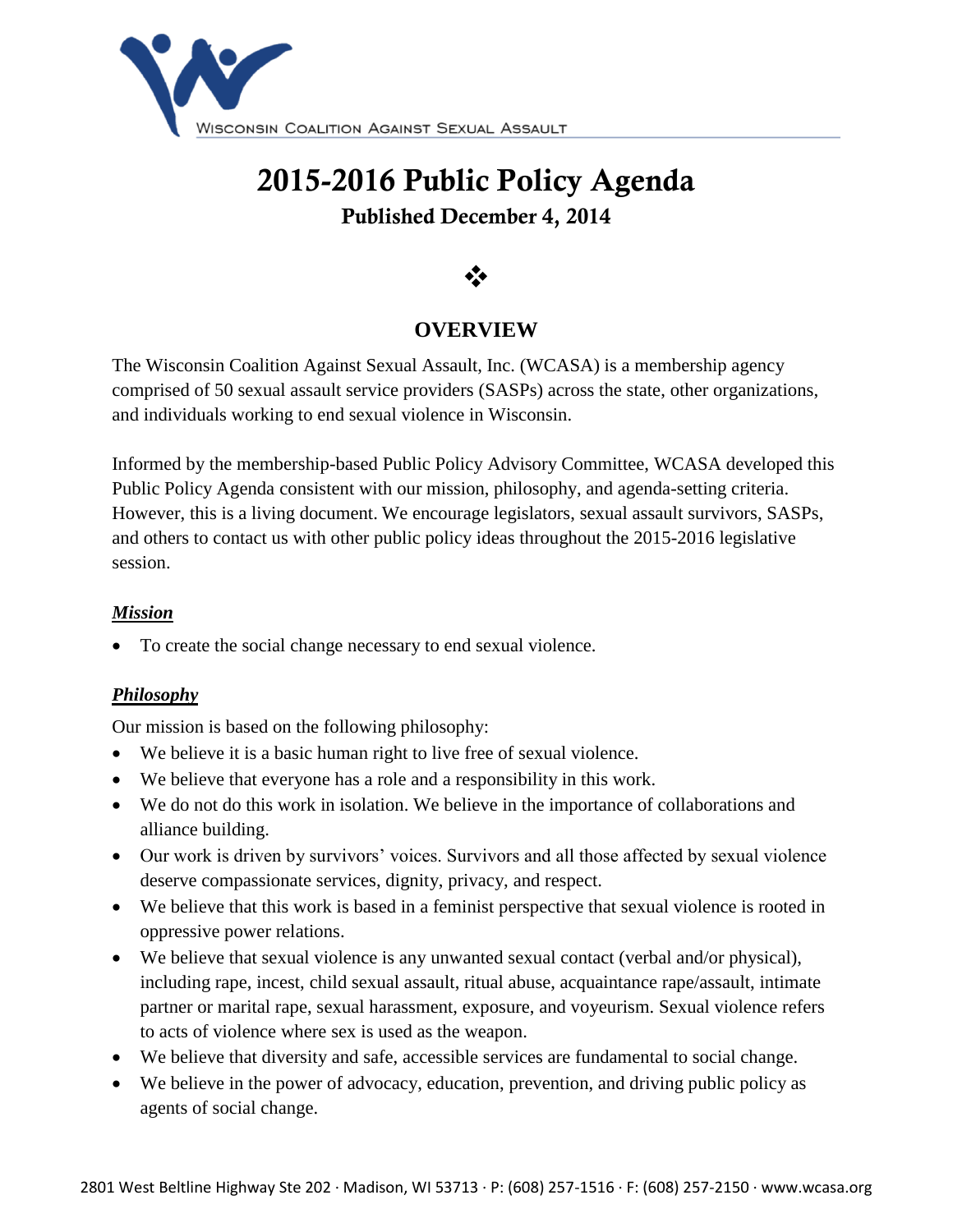Wisconsin Coalition Against Sexual Assault

# 2015-2016 Public Policy Agenda

## Published December 4, 2014

❖

## OVERVIEW

The Wisconsin Coalition Against Sexual Assault, Inc. (WCASA) is a membership agency comprised of 50 sexual assault service providers (SASPs) across the state, other organizations, and individuals working to end sexual violence in Wisconsin.

Informed by the membership-based Public Policy Advisory Committee, WCASA developed this Public Policy Agenda consistent with our mission, philosophy, and agenda-setting criteria. However, this is a living document. We encourage legislators, sexual assault survivors, SASPs, and others to contact us with other public policy ideas throughout the 2015-2016 legislative session.

### ***Mission***

- To create the social change necessary to end sexual violence.

### ***Philosophy***

Our mission is based on the following philosophy:

- We believe it is a basic human right to live free of sexual violence.
- We believe that everyone has a role and a responsibility in this work.
- We do not do this work in isolation. We believe in the importance of collaborations and alliance building.
- Our work is driven by survivors' voices. Survivors and all those affected by sexual violence deserve compassionate services, dignity, privacy, and respect.
- We believe that this work is based in a feminist perspective that sexual violence is rooted in oppressive power relations.
- We believe that sexual violence is any unwanted sexual contact (verbal and/or physical), including rape, incest, child sexual assault, ritual abuse, acquaintance rape/assault, intimate partner or marital rape, sexual harassment, exposure, and voyeurism. Sexual violence refers to acts of violence where sex is used as the weapon.
- We believe that diversity and safe, accessible services are fundamental to social change.
- We believe in the power of advocacy, education, prevention, and driving public policy as agents of social change.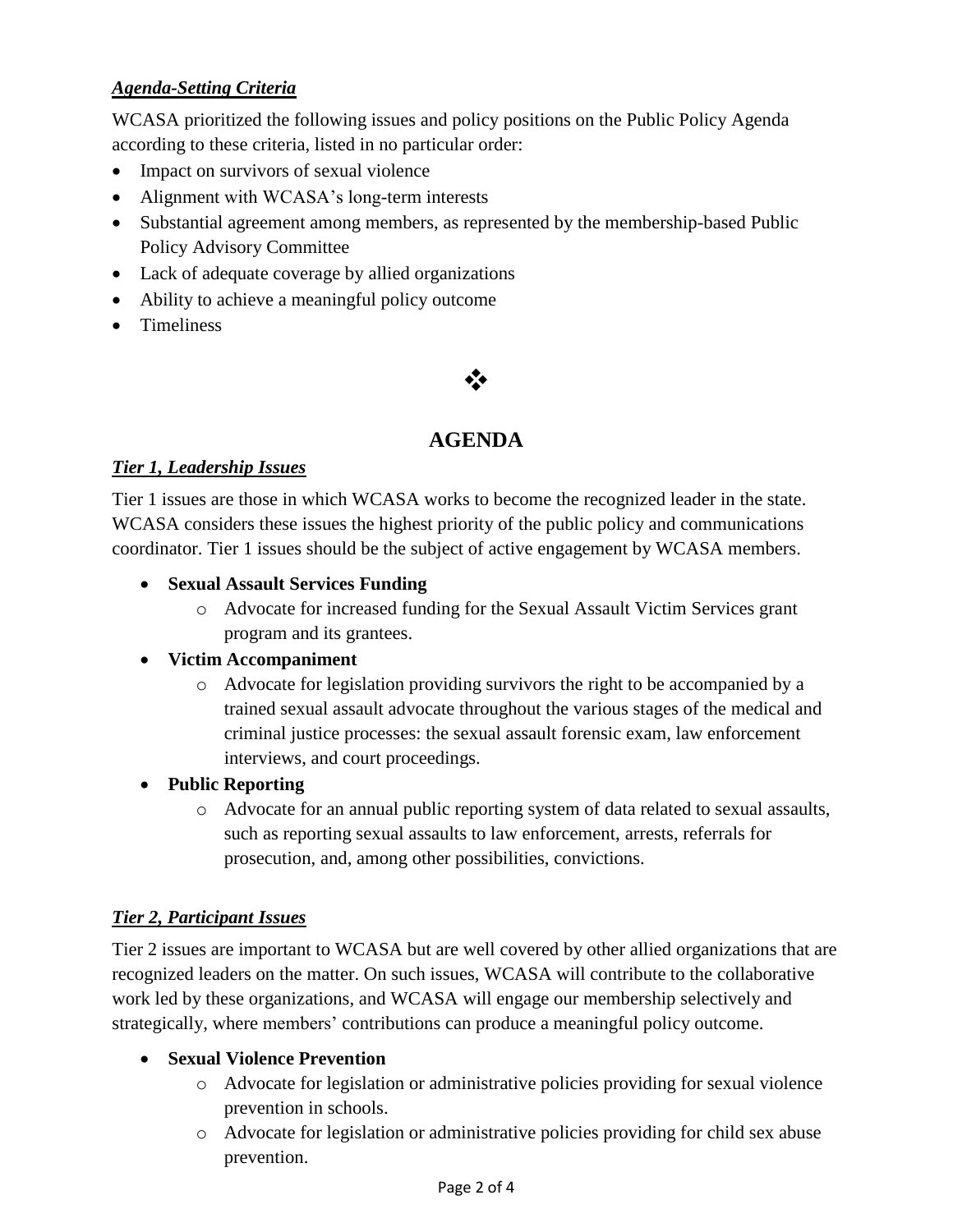***Agenda-Setting Criteria***

WCASA prioritized the following issues and policy positions on the Public Policy Agenda according to these criteria, listed in no particular order:

- Impact on survivors of sexual violence
- Alignment with WCASA's long-term interests
- Substantial agreement among members, as represented by the membership-based Public Policy Advisory Committee
- Lack of adequate coverage by allied organizations
- Ability to achieve a meaningful policy outcome
- Timeliness

❖

## AGENDA

***Tier 1, Leadership Issues***

Tier 1 issues are those in which WCASA works to become the recognized leader in the state. WCASA considers these issues the highest priority of the public policy and communications coordinator. Tier 1 issues should be the subject of active engagement by WCASA members.

- **Sexual Assault Services Funding**
  - Advocate for increased funding for the Sexual Assault Victim Services grant program and its grantees.
- **Victim Accompaniment**
  - Advocate for legislation providing survivors the right to be accompanied by a trained sexual assault advocate throughout the various stages of the medical and criminal justice processes: the sexual assault forensic exam, law enforcement interviews, and court proceedings.
- **Public Reporting**
  - Advocate for an annual public reporting system of data related to sexual assaults, such as reporting sexual assaults to law enforcement, arrests, referrals for prosecution, and, among other possibilities, convictions.

***Tier 2, Participant Issues***

Tier 2 issues are important to WCASA but are well covered by other allied organizations that are recognized leaders on the matter. On such issues, WCASA will contribute to the collaborative work led by these organizations, and WCASA will engage our membership selectively and strategically, where members' contributions can produce a meaningful policy outcome.

- **Sexual Violence Prevention**
  - Advocate for legislation or administrative policies providing for sexual violence prevention in schools.
  - Advocate for legislation or administrative policies providing for child sex abuse prevention.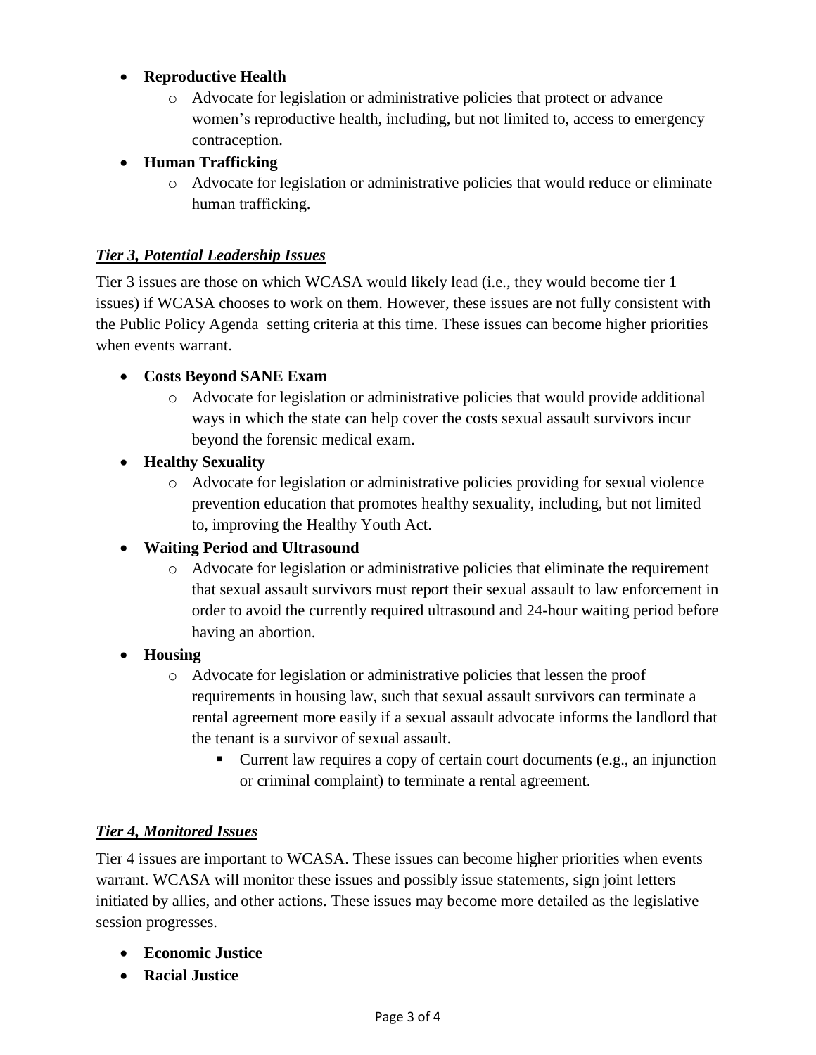- **Reproductive Health**
  - Advocate for legislation or administrative policies that protect or advance women's reproductive health, including, but not limited to, access to emergency contraception.
- **Human Trafficking**
  - Advocate for legislation or administrative policies that would reduce or eliminate human trafficking.

### ***Tier 3, Potential Leadership Issues***

Tier 3 issues are those on which WCASA would likely lead (i.e., they would become tier 1 issues) if WCASA chooses to work on them. However, these issues are not fully consistent with the Public Policy Agenda setting criteria at this time. These issues can become higher priorities when events warrant.

- **Costs Beyond SANE Exam**
  - Advocate for legislation or administrative policies that would provide additional ways in which the state can help cover the costs sexual assault survivors incur beyond the forensic medical exam.
- **Healthy Sexuality**
  - Advocate for legislation or administrative policies providing for sexual violence prevention education that promotes healthy sexuality, including, but not limited to, improving the Healthy Youth Act.
- **Waiting Period and Ultrasound**
  - Advocate for legislation or administrative policies that eliminate the requirement that sexual assault survivors must report their sexual assault to law enforcement in order to avoid the currently required ultrasound and 24-hour waiting period before having an abortion.
- **Housing**
  - Advocate for legislation or administrative policies that lessen the proof requirements in housing law, such that sexual assault survivors can terminate a rental agreement more easily if a sexual assault advocate informs the landlord that the tenant is a survivor of sexual assault.
    - Current law requires a copy of certain court documents (e.g., an injunction or criminal complaint) to terminate a rental agreement.

### ***Tier 4, Monitored Issues***

Tier 4 issues are important to WCASA. These issues can become higher priorities when events warrant. WCASA will monitor these issues and possibly issue statements, sign joint letters initiated by allies, and other actions. These issues may become more detailed as the legislative session progresses.

- **Economic Justice**
- **Racial Justice**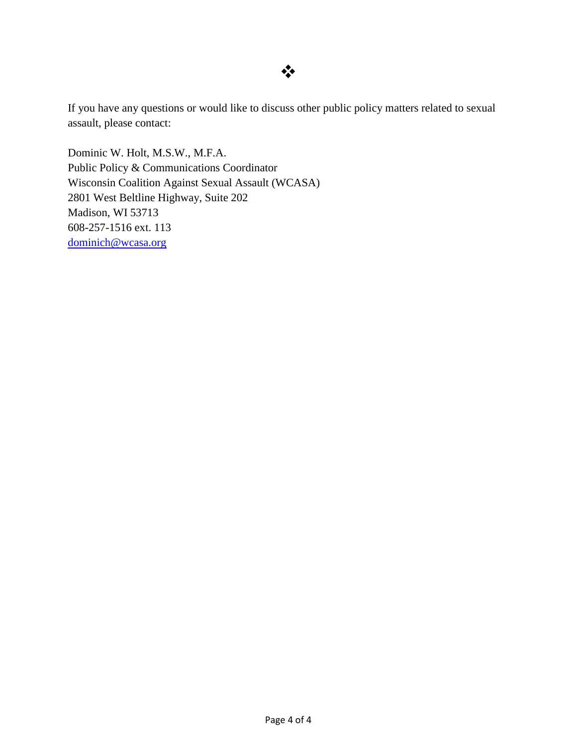❖

If you have any questions or would like to discuss other public policy matters related to sexual assault, please contact:

Dominic W. Holt, M.S.W., M.F.A.
Public Policy & Communications Coordinator
Wisconsin Coalition Against Sexual Assault (WCASA)
2801 West Beltline Highway, Suite 202
Madison, WI 53713
608-257-1516 ext. 113
dominich@wcasa.org